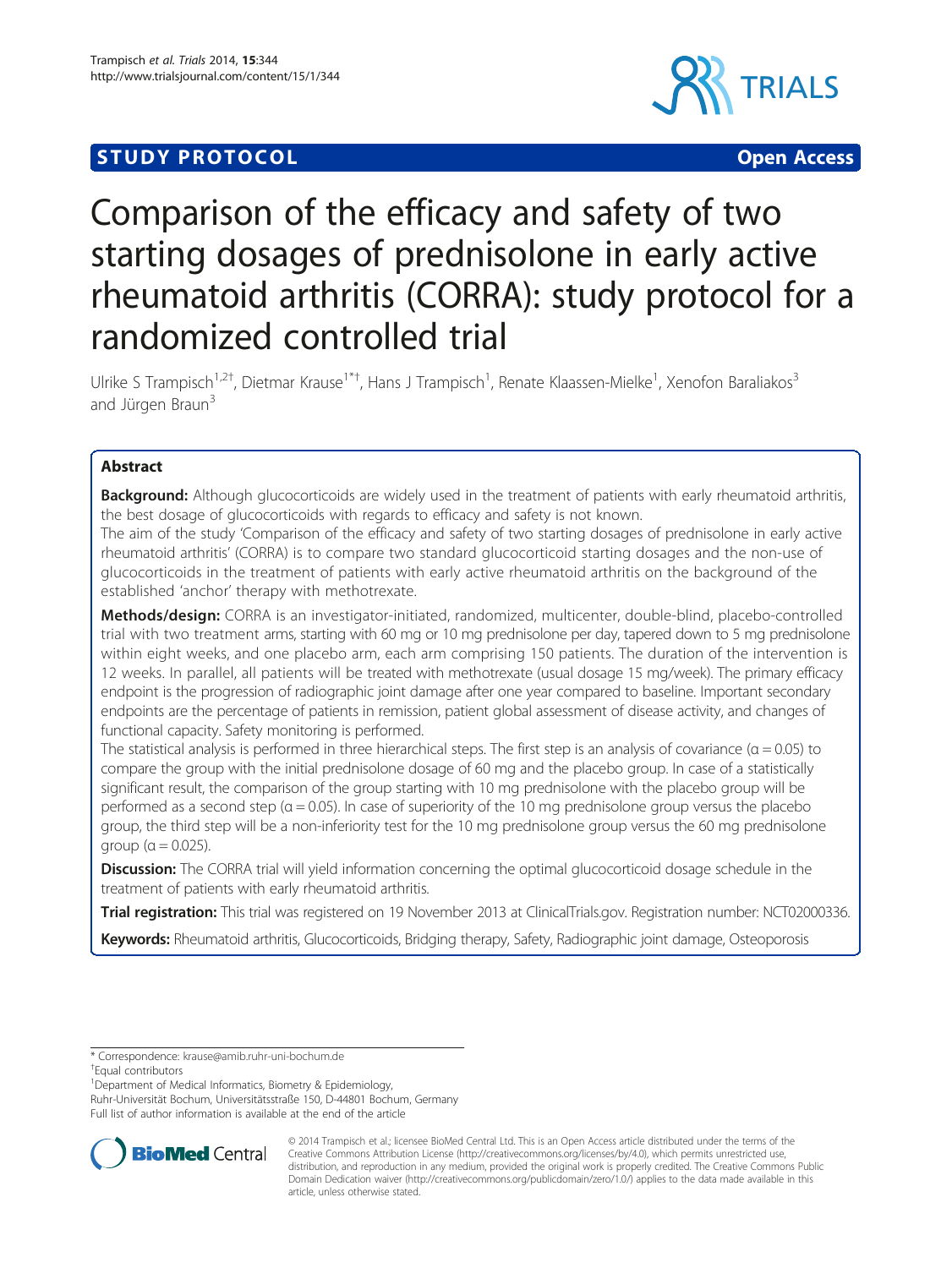STUDY PROTOCOL Open Access

# Comparison of the efficacy and safety of two starting dosages of prednisolone in early active rheumatoid arthritis (CORRA): study protocol for a randomized controlled trial

Ulrike S Trampisch[1,2†], Dietmar Krause[1*†], Hans J Trampisch[1], Renate Klaassen-Mielke[1], Xenofon Baraliakos[3] and Jürgen Braun[3]

## Abstract

**Background:** Although glucocorticoids are widely used in the treatment of patients with early rheumatoid arthritis, the best dosage of glucocorticoids with regards to efficacy and safety is not known.

The aim of the study 'Comparison of the efficacy and safety of two starting dosages of prednisolone in early active rheumatoid arthritis' (CORRA) is to compare two standard glucocorticoid starting dosages and the non-use of glucocorticoids in the treatment of patients with early active rheumatoid arthritis on the background of the established 'anchor' therapy with methotrexate.

**Methods/design:** CORRA is an investigator-initiated, randomized, multicenter, double-blind, placebo-controlled trial with two treatment arms, starting with 60 mg or 10 mg prednisolone per day, tapered down to 5 mg prednisolone within eight weeks, and one placebo arm, each arm comprising 150 patients. The duration of the intervention is 12 weeks. In parallel, all patients will be treated with methotrexate (usual dosage 15 mg/week). The primary efficacy endpoint is the progression of radiographic joint damage after one year compared to baseline. Important secondary endpoints are the percentage of patients in remission, patient global assessment of disease activity, and changes of functional capacity. Safety monitoring is performed.

The statistical analysis is performed in three hierarchical steps. The first step is an analysis of covariance ($\alpha = 0.05$) to compare the group with the initial prednisolone dosage of 60 mg and the placebo group. In case of a statistically significant result, the comparison of the group starting with 10 mg prednisolone with the placebo group will be performed as a second step ($\alpha = 0.05$). In case of superiority of the 10 mg prednisolone group versus the placebo group, the third step will be a non-inferiority test for the 10 mg prednisolone group versus the 60 mg prednisolone group ($\alpha = 0.025$).

**Discussion:** The CORRA trial will yield information concerning the optimal glucocorticoid dosage schedule in the treatment of patients with early rheumatoid arthritis.

**Trial registration:** This trial was registered on 19 November 2013 at ClinicalTrials.gov. Registration number: NCT02000336.

**Keywords:** Rheumatoid arthritis, Glucocorticoids, Bridging therapy, Safety, Radiographic joint damage, Osteoporosis

\* Correspondence: krause@amib.ruhr-uni-bochum.de

†Equal contributors

[1]Department of Medical Informatics, Biometry & Epidemiology, Ruhr-Universität Bochum, Universitätsstraße 150, D-44801 Bochum, Germany

Full list of author information is available at the end of the article

© 2014 Trampisch et al.; licensee BioMed Central Ltd. This is an Open Access article distributed under the terms of the Creative Commons Attribution License (http://creativecommons.org/licenses/by/4.0), which permits unrestricted use, distribution, and reproduction in any medium, provided the original work is properly credited. The Creative Commons Public Domain Dedication waiver (http://creativecommons.org/publicdomain/zero/1.0/) applies to the data made available in this article, unless otherwise stated.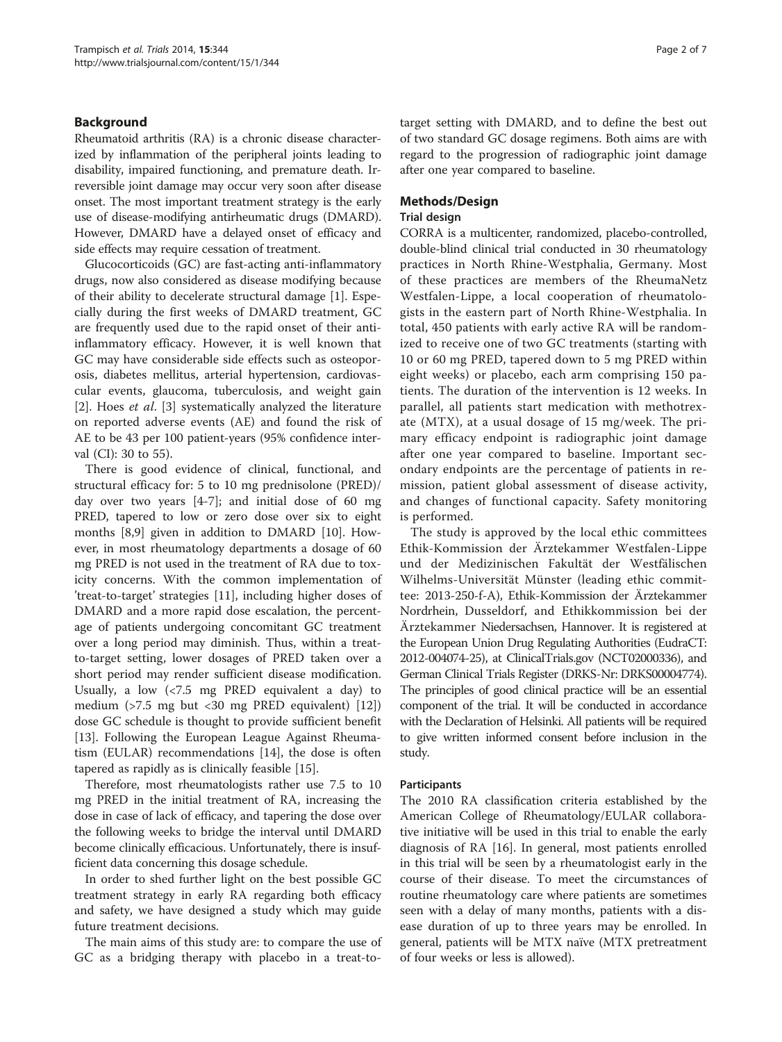## Background

Rheumatoid arthritis (RA) is a chronic disease characterized by inflammation of the peripheral joints leading to disability, impaired functioning, and premature death. Irreversible joint damage may occur very soon after disease onset. The most important treatment strategy is the early use of disease-modifying antirheumatic drugs (DMARD). However, DMARD have a delayed onset of efficacy and side effects may require cessation of treatment.

Glucocorticoids (GC) are fast-acting anti-inflammatory drugs, now also considered as disease modifying because of their ability to decelerate structural damage [1]. Especially during the first weeks of DMARD treatment, GC are frequently used due to the rapid onset of their anti-inflammatory efficacy. However, it is well known that GC may have considerable side effects such as osteoporosis, diabetes mellitus, arterial hypertension, cardiovascular events, glaucoma, tuberculosis, and weight gain [2]. Hoes *et al*. [3] systematically analyzed the literature on reported adverse events (AE) and found the risk of AE to be 43 per 100 patient-years (95% confidence interval (CI): 30 to 55).

There is good evidence of clinical, functional, and structural efficacy for: 5 to 10 mg prednisolone (PRED)/day over two years [4-7]; and initial dose of 60 mg PRED, tapered to low or zero dose over six to eight months [8,9] given in addition to DMARD [10]. However, in most rheumatology departments a dosage of 60 mg PRED is not used in the treatment of RA due to toxicity concerns. With the common implementation of 'treat-to-target' strategies [11], including higher doses of DMARD and a more rapid dose escalation, the percentage of patients undergoing concomitant GC treatment over a long period may diminish. Thus, within a treat-to-target setting, lower dosages of PRED taken over a short period may render sufficient disease modification. Usually, a low (<7.5 mg PRED equivalent a day) to medium (>7.5 mg but <30 mg PRED equivalent) [12]) dose GC schedule is thought to provide sufficient benefit [13]. Following the European League Against Rheumatism (EULAR) recommendations [14], the dose is often tapered as rapidly as is clinically feasible [15].

Therefore, most rheumatologists rather use 7.5 to 10 mg PRED in the initial treatment of RA, increasing the dose in case of lack of efficacy, and tapering the dose over the following weeks to bridge the interval until DMARD become clinically efficacious. Unfortunately, there is insufficient data concerning this dosage schedule.

In order to shed further light on the best possible GC treatment strategy in early RA regarding both efficacy and safety, we have designed a study which may guide future treatment decisions.

The main aims of this study are: to compare the use of GC as a bridging therapy with placebo in a treat-to-target setting with DMARD, and to define the best out of two standard GC dosage regimens. Both aims are with regard to the progression of radiographic joint damage after one year compared to baseline.

## Methods/Design

### Trial design

CORRA is a multicenter, randomized, placebo-controlled, double-blind clinical trial conducted in 30 rheumatology practices in North Rhine-Westphalia, Germany. Most of these practices are members of the RheumaNetz Westfalen-Lippe, a local cooperation of rheumatologists in the eastern part of North Rhine-Westphalia. In total, 450 patients with early active RA will be randomized to receive one of two GC treatments (starting with 10 or 60 mg PRED, tapered down to 5 mg PRED within eight weeks) or placebo, each arm comprising 150 patients. The duration of the intervention is 12 weeks. In parallel, all patients start medication with methotrexate (MTX), at a usual dosage of 15 mg/week. The primary efficacy endpoint is radiographic joint damage after one year compared to baseline. Important secondary endpoints are the percentage of patients in remission, patient global assessment of disease activity, and changes of functional capacity. Safety monitoring is performed.

The study is approved by the local ethic committees Ethik-Kommission der Ärztekammer Westfalen-Lippe und der Medizinischen Fakultät der Westfälischen Wilhelms-Universität Münster (leading ethic committee: 2013-250-f-A), Ethik-Kommission der Ärztekammer Nordrhein, Dusseldorf, and Ethikkommission bei der Ärztekammer Niedersachsen, Hannover. It is registered at the European Union Drug Regulating Authorities (EudraCT: 2012-004074-25), at ClinicalTrials.gov (NCT02000336), and German Clinical Trials Register (DRKS-Nr: DRKS00004774). The principles of good clinical practice will be an essential component of the trial. It will be conducted in accordance with the Declaration of Helsinki. All patients will be required to give written informed consent before inclusion in the study.

### Participants

The 2010 RA classification criteria established by the American College of Rheumatology/EULAR collaborative initiative will be used in this trial to enable the early diagnosis of RA [16]. In general, most patients enrolled in this trial will be seen by a rheumatologist early in the course of their disease. To meet the circumstances of routine rheumatology care where patients are sometimes seen with a delay of many months, patients with a disease duration of up to three years may be enrolled. In general, patients will be MTX naïve (MTX pretreatment of four weeks or less is allowed).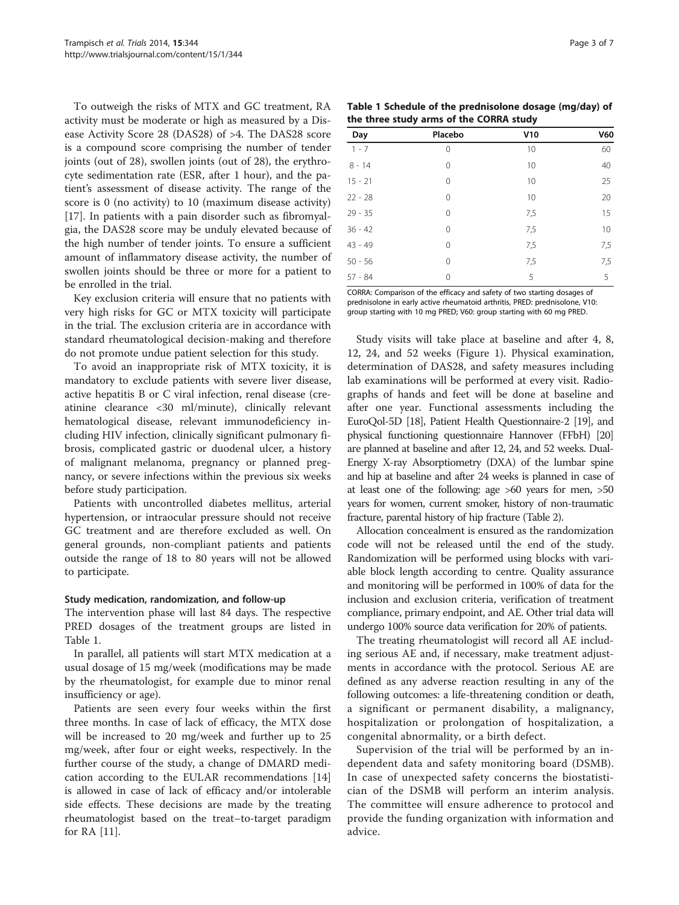To outweigh the risks of MTX and GC treatment, RA activity must be moderate or high as measured by a Disease Activity Score 28 (DAS28) of >4. The DAS28 score is a compound score comprising the number of tender joints (out of 28), swollen joints (out of 28), the erythrocyte sedimentation rate (ESR, after 1 hour), and the patient's assessment of disease activity. The range of the score is 0 (no activity) to 10 (maximum disease activity) [17]. In patients with a pain disorder such as fibromyalgia, the DAS28 score may be unduly elevated because of the high number of tender joints. To ensure a sufficient amount of inflammatory disease activity, the number of swollen joints should be three or more for a patient to be enrolled in the trial.

Key exclusion criteria will ensure that no patients with very high risks for GC or MTX toxicity will participate in the trial. The exclusion criteria are in accordance with standard rheumatological decision-making and therefore do not promote undue patient selection for this study.

To avoid an inappropriate risk of MTX toxicity, it is mandatory to exclude patients with severe liver disease, active hepatitis B or C viral infection, renal disease (creatinine clearance <30 ml/minute), clinically relevant hematological disease, relevant immunodeficiency including HIV infection, clinically significant pulmonary fibrosis, complicated gastric or duodenal ulcer, a history of malignant melanoma, pregnancy or planned pregnancy, or severe infections within the previous six weeks before study participation.

Patients with uncontrolled diabetes mellitus, arterial hypertension, or intraocular pressure should not receive GC treatment and are therefore excluded as well. On general grounds, non-compliant patients and patients outside the range of 18 to 80 years will not be allowed to participate.

#### Study medication, randomization, and follow-up

The intervention phase will last 84 days. The respective PRED dosages of the treatment groups are listed in Table 1.

**Table 1 Schedule of the prednisolone dosage (mg/day) of the three study arms of the CORRA study**

| Day | Placebo | V10 | V60 |
|---|---|---|---|
| 1 - 7 | 0 | 10 | 60 |
| 8 - 14 | 0 | 10 | 40 |
| 15 - 21 | 0 | 10 | 25 |
| 22 - 28 | 0 | 10 | 20 |
| 29 - 35 | 0 | 7,5 | 15 |
| 36 - 42 | 0 | 7,5 | 10 |
| 43 - 49 | 0 | 7,5 | 7,5 |
| 50 - 56 | 0 | 7,5 | 7,5 |
| 57 - 84 | 0 | 5 | 5 |

CORRA: Comparison of the efficacy and safety of two starting dosages of prednisolone in early active rheumatoid arthritis, PRED: prednisolone, V10: group starting with 10 mg PRED; V60: group starting with 60 mg PRED.

In parallel, all patients will start MTX medication at a usual dosage of 15 mg/week (modifications may be made by the rheumatologist, for example due to minor renal insufficiency or age).

Patients are seen every four weeks within the first three months. In case of lack of efficacy, the MTX dose will be increased to 20 mg/week and further up to 25 mg/week, after four or eight weeks, respectively. In the further course of the study, a change of DMARD medication according to the EULAR recommendations [14] is allowed in case of lack of efficacy and/or intolerable side effects. These decisions are made by the treating rheumatologist based on the treat–to-target paradigm for RA [11].

Study visits will take place at baseline and after 4, 8, 12, 24, and 52 weeks (Figure 1). Physical examination, determination of DAS28, and safety measures including lab examinations will be performed at every visit. Radiographs of hands and feet will be done at baseline and after one year. Functional assessments including the EuroQol-5D [18], Patient Health Questionnaire-2 [19], and physical functioning questionnaire Hannover (FFbH) [20] are planned at baseline and after 12, 24, and 52 weeks. Dual-Energy X-ray Absorptiometry (DXA) of the lumbar spine and hip at baseline and after 24 weeks is planned in case of at least one of the following: age >60 years for men, >50 years for women, current smoker, history of non-traumatic fracture, parental history of hip fracture (Table 2).

Allocation concealment is ensured as the randomization code will not be released until the end of the study. Randomization will be performed using blocks with variable block length according to centre. Quality assurance and monitoring will be performed in 100% of data for the inclusion and exclusion criteria, verification of treatment compliance, primary endpoint, and AE. Other trial data will undergo 100% source data verification for 20% of patients.

The treating rheumatologist will record all AE including serious AE and, if necessary, make treatment adjustments in accordance with the protocol. Serious AE are defined as any adverse reaction resulting in any of the following outcomes: a life-threatening condition or death, a significant or permanent disability, a malignancy, hospitalization or prolongation of hospitalization, a congenital abnormality, or a birth defect.

Supervision of the trial will be performed by an independent data and safety monitoring board (DSMB). In case of unexpected safety concerns the biostatistician of the DSMB will perform an interim analysis. The committee will ensure adherence to protocol and provide the funding organization with information and advice.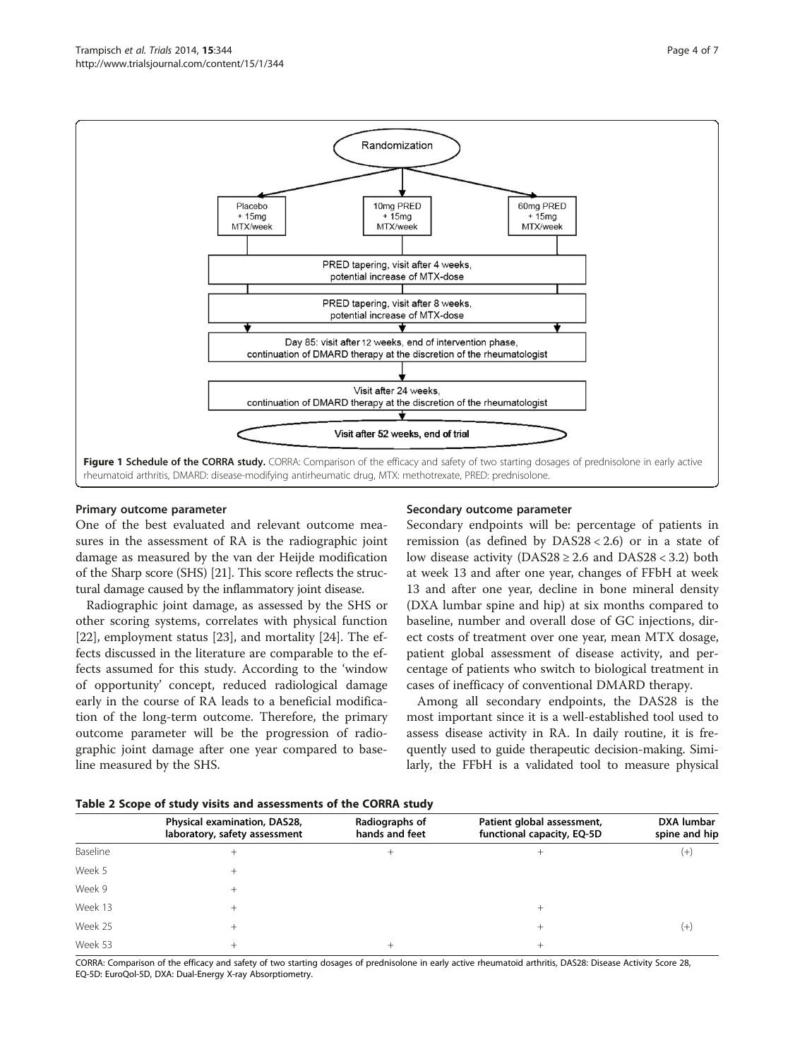Randomization

| Placebo + 15mg MTX/week | 10mg PRED + 15mg MTX/week | 60mg PRED + 15mg MTX/week |
|---|---|---|

PRED tapering, visit after 4 weeks, potential increase of MTX-dose

PRED tapering, visit after 8 weeks, potential increase of MTX-dose

Day 85: visit after 12 weeks, end of intervention phase, continuation of DMARD therapy at the discretion of the rheumatologist

Visit after 24 weeks, continuation of DMARD therapy at the discretion of the rheumatologist

Visit after 52 weeks, end of trial

**Figure 1 Schedule of the CORRA study.** CORRA: Comparison of the efficacy and safety of two starting dosages of prednisolone in early active rheumatoid arthritis, DMARD: disease-modifying antirheumatic drug, MTX: methotrexate, PRED: prednisolone.

#### Primary outcome parameter

One of the best evaluated and relevant outcome measures in the assessment of RA is the radiographic joint damage as measured by the van der Heijde modification of the Sharp score (SHS) [21]. This score reflects the structural damage caused by the inflammatory joint disease.

Radiographic joint damage, as assessed by the SHS or other scoring systems, correlates with physical function [22], employment status [23], and mortality [24]. The effects discussed in the literature are comparable to the effects assumed for this study. According to the 'window of opportunity' concept, reduced radiological damage early in the course of RA leads to a beneficial modification of the long-term outcome. Therefore, the primary outcome parameter will be the progression of radiographic joint damage after one year compared to baseline measured by the SHS.

#### Secondary outcome parameter

Secondary endpoints will be: percentage of patients in remission (as defined by DAS28 < 2.6) or in a state of low disease activity (DAS28 ≥ 2.6 and DAS28 < 3.2) both at week 13 and after one year, changes of FFbH at week 13 and after one year, decline in bone mineral density (DXA lumbar spine and hip) at six months compared to baseline, number and overall dose of GC injections, direct costs of treatment over one year, mean MTX dosage, patient global assessment of disease activity, and percentage of patients who switch to biological treatment in cases of inefficacy of conventional DMARD therapy.

Among all secondary endpoints, the DAS28 is the most important since it is a well-established tool used to assess disease activity in RA. In daily routine, it is frequently used to guide therapeutic decision-making. Similarly, the FFbH is a validated tool to measure physical

**Table 2 Scope of study visits and assessments of the CORRA study**

| | Physical examination, DAS28, laboratory, safety assessment | Radiographs of hands and feet | Patient global assessment, functional capacity, EQ-5D | DXA lumbar spine and hip |
|---|---|---|---|---|
| Baseline | + | + | + | (+) |
| Week 5 | + | | | |
| Week 9 | + | | | |
| Week 13 | + | | + | |
| Week 25 | + | | + | (+) |
| Week 53 | + | + | + | |

CORRA: Comparison of the efficacy and safety of two starting dosages of prednisolone in early active rheumatoid arthritis, DAS28: Disease Activity Score 28, EQ-5D: EuroQol-5D, DXA: Dual-Energy X-ray Absorptiometry.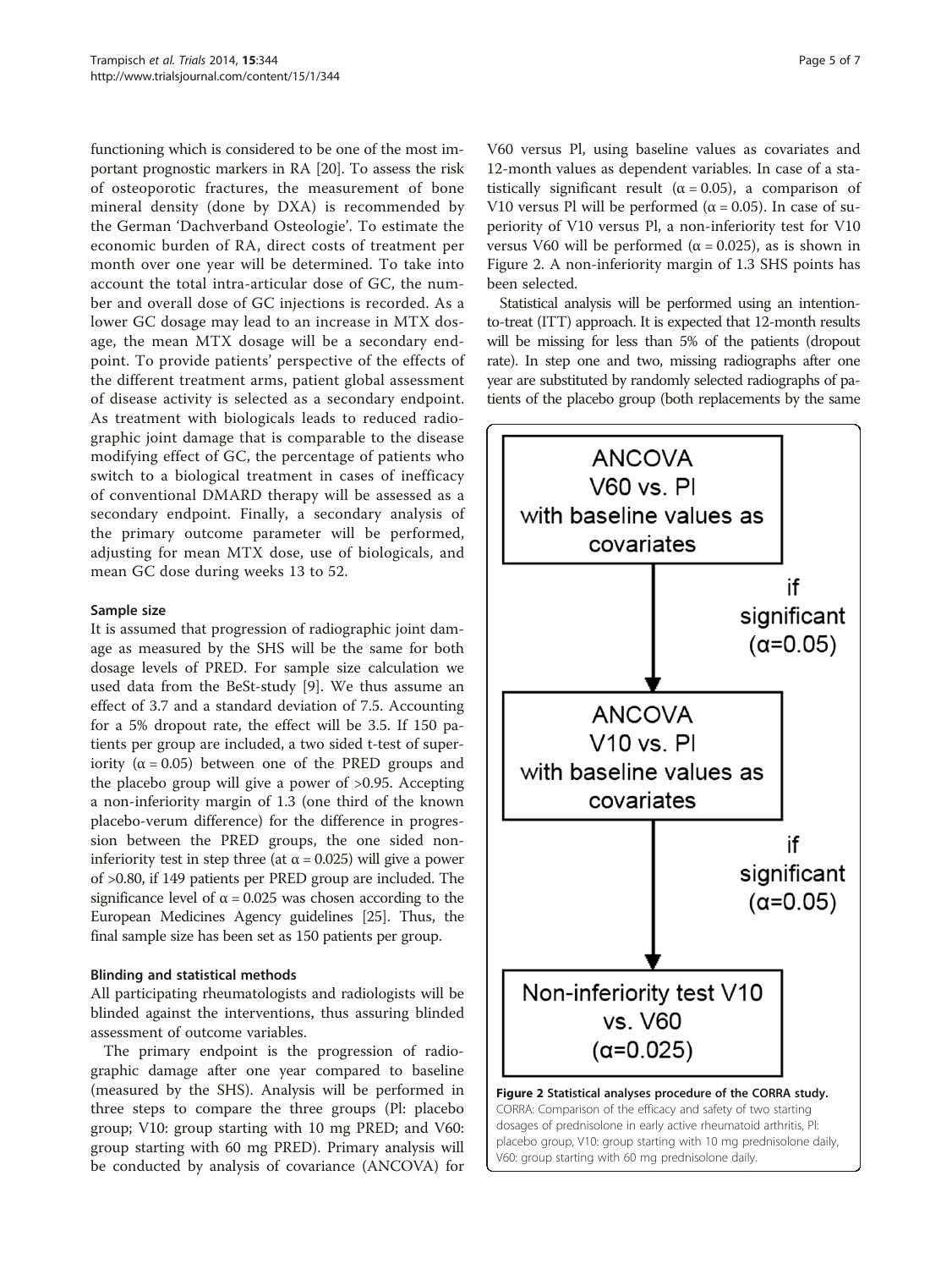functioning which is considered to be one of the most important prognostic markers in RA [20]. To assess the risk of osteoporotic fractures, the measurement of bone mineral density (done by DXA) is recommended by the German 'Dachverband Osteologie'. To estimate the economic burden of RA, direct costs of treatment per month over one year will be determined. To take into account the total intra-articular dose of GC, the number and overall dose of GC injections is recorded. As a lower GC dosage may lead to an increase in MTX dosage, the mean MTX dosage will be a secondary endpoint. To provide patients' perspective of the effects of the different treatment arms, patient global assessment of disease activity is selected as a secondary endpoint. As treatment with biologicals leads to reduced radiographic joint damage that is comparable to the disease modifying effect of GC, the percentage of patients who switch to a biological treatment in cases of inefficacy of conventional DMARD therapy will be assessed as a secondary endpoint. Finally, a secondary analysis of the primary outcome parameter will be performed, adjusting for mean MTX dose, use of biologicals, and mean GC dose during weeks 13 to 52.

#### Sample size

It is assumed that progression of radiographic joint damage as measured by the SHS will be the same for both dosage levels of PRED. For sample size calculation we used data from the BeSt-study [9]. We thus assume an effect of 3.7 and a standard deviation of 7.5. Accounting for a 5% dropout rate, the effect will be 3.5. If 150 patients per group are included, a two sided t-test of superiority ($\alpha = 0.05$) between one of the PRED groups and the placebo group will give a power of >0.95. Accepting a non-inferiority margin of 1.3 (one third of the known placebo-verum difference) for the difference in progression between the PRED groups, the one sided non-inferiority test in step three (at $\alpha = 0.025$) will give a power of >0.80, if 149 patients per PRED group are included. The significance level of $\alpha = 0.025$ was chosen according to the European Medicines Agency guidelines [25]. Thus, the final sample size has been set as 150 patients per group.

#### Blinding and statistical methods

All participating rheumatologists and radiologists will be blinded against the interventions, thus assuring blinded assessment of outcome variables.

The primary endpoint is the progression of radiographic damage after one year compared to baseline (measured by the SHS). Analysis will be performed in three steps to compare the three groups (Pl: placebo group; V10: group starting with 10 mg PRED; and V60: group starting with 60 mg PRED). Primary analysis will be conducted by analysis of covariance (ANCOVA) for V60 versus Pl, using baseline values as covariates and 12-month values as dependent variables. In case of a statistically significant result ($\alpha = 0.05$), a comparison of V10 versus Pl will be performed ($\alpha = 0.05$). In case of superiority of V10 versus Pl, a non-inferiority test for V10 versus V60 will be performed ($\alpha = 0.025$), as is shown in Figure 2. A non-inferiority margin of 1.3 SHS points has been selected.

Statistical analysis will be performed using an intention-to-treat (ITT) approach. It is expected that 12-month results will be missing for less than 5% of the patients (dropout rate). In step one and two, missing radiographs after one year are substituted by randomly selected radiographs of patients of the placebo group (both replacements by the same

ANCOVA V60 vs. Pl with baseline values as covariates → if significant ($\alpha$=0.05) → ANCOVA V10 vs. Pl with baseline values as covariates → if significant ($\alpha$=0.05) → Non-inferiority test V10 vs. V60 ($\alpha$=0.025)

**Figure 2 Statistical analyses procedure of the CORRA study.** CORRA: Comparison of the efficacy and safety of two starting dosages of prednisolone in early active rheumatoid arthritis, Pl: placebo group, V10: group starting with 10 mg prednisolone daily, V60: group starting with 60 mg prednisolone daily.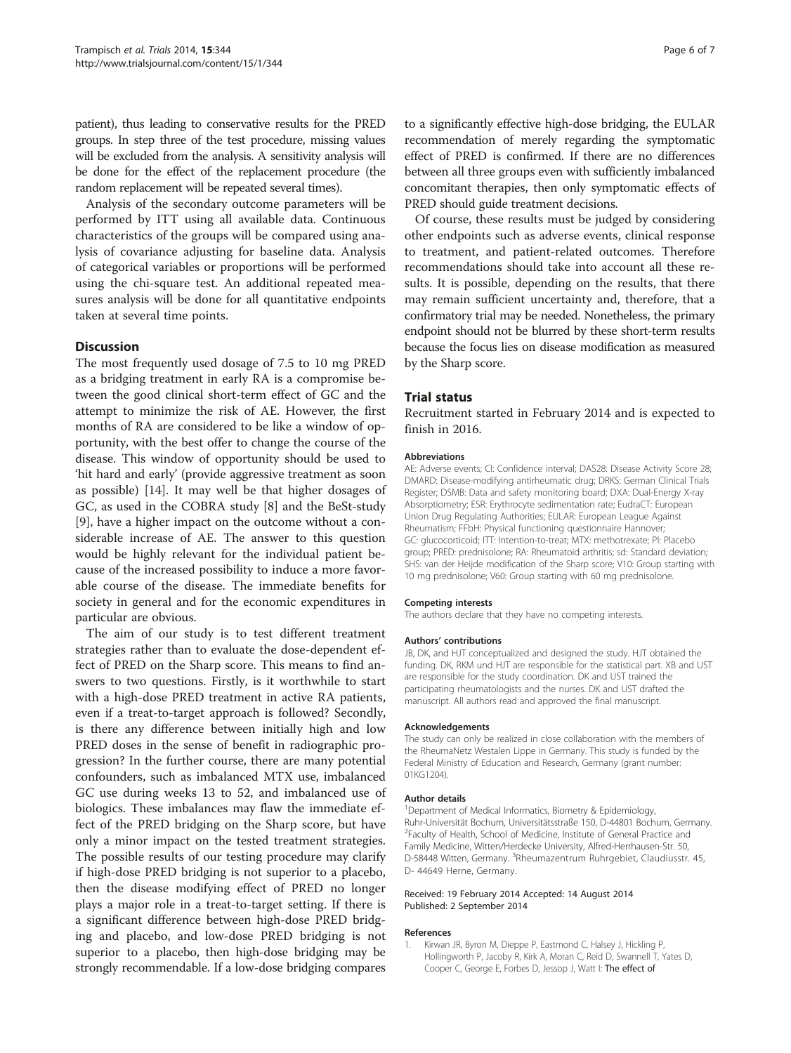patient), thus leading to conservative results for the PRED groups. In step three of the test procedure, missing values will be excluded from the analysis. A sensitivity analysis will be done for the effect of the replacement procedure (the random replacement will be repeated several times).

Analysis of the secondary outcome parameters will be performed by ITT using all available data. Continuous characteristics of the groups will be compared using analysis of covariance adjusting for baseline data. Analysis of categorical variables or proportions will be performed using the chi-square test. An additional repeated measures analysis will be done for all quantitative endpoints taken at several time points.

## Discussion

The most frequently used dosage of 7.5 to 10 mg PRED as a bridging treatment in early RA is a compromise between the good clinical short-term effect of GC and the attempt to minimize the risk of AE. However, the first months of RA are considered to be like a window of opportunity, with the best offer to change the course of the disease. This window of opportunity should be used to 'hit hard and early' (provide aggressive treatment as soon as possible) [14]. It may well be that higher dosages of GC, as used in the COBRA study [8] and the BeSt-study [9], have a higher impact on the outcome without a considerable increase of AE. The answer to this question would be highly relevant for the individual patient because of the increased possibility to induce a more favorable course of the disease. The immediate benefits for society in general and for the economic expenditures in particular are obvious.

The aim of our study is to test different treatment strategies rather than to evaluate the dose-dependent effect of PRED on the Sharp score. This means to find answers to two questions. Firstly, is it worthwhile to start with a high-dose PRED treatment in active RA patients, even if a treat-to-target approach is followed? Secondly, is there any difference between initially high and low PRED doses in the sense of benefit in radiographic progression? In the further course, there are many potential confounders, such as imbalanced MTX use, imbalanced GC use during weeks 13 to 52, and imbalanced use of biologics. These imbalances may flaw the immediate effect of the PRED bridging on the Sharp score, but have only a minor impact on the tested treatment strategies. The possible results of our testing procedure may clarify if high-dose PRED bridging is not superior to a placebo, then the disease modifying effect of PRED no longer plays a major role in a treat-to-target setting. If there is a significant difference between high-dose PRED bridging and placebo, and low-dose PRED bridging is not superior to a placebo, then high-dose bridging may be strongly recommendable. If a low-dose bridging compares to a significantly effective high-dose bridging, the EULAR recommendation of merely regarding the symptomatic effect of PRED is confirmed. If there are no differences between all three groups even with sufficiently imbalanced concomitant therapies, then only symptomatic effects of PRED should guide treatment decisions.

Of course, these results must be judged by considering other endpoints such as adverse events, clinical response to treatment, and patient-related outcomes. Therefore recommendations should take into account all these results. It is possible, depending on the results, that there may remain sufficient uncertainty and, therefore, that a confirmatory trial may be needed. Nonetheless, the primary endpoint should not be blurred by these short-term results because the focus lies on disease modification as measured by the Sharp score.

## Trial status

Recruitment started in February 2014 and is expected to finish in 2016.

#### Abbreviations

AE: Adverse events; CI: Confidence interval; DAS28: Disease Activity Score 28; DMARD: Disease-modifying antirheumatic drug; DRKS: German Clinical Trials Register; DSMB: Data and safety monitoring board; DXA: Dual-Energy X-ray Absorptiometry; ESR: Erythrocyte sedimentation rate; EudraCT: European Union Drug Regulating Authorities; EULAR: European League Against Rheumatism; FFbH: Physical functioning questionnaire Hannover; GC: glucocorticoid; ITT: Intention-to-treat; MTX: methotrexate; PI: Placebo group; PRED: prednisolone; RA: Rheumatoid arthritis; sd: Standard deviation; SHS: van der Heijde modification of the Sharp score; V10: Group starting with 10 mg prednisolone; V60: Group starting with 60 mg prednisolone.

#### Competing interests

The authors declare that they have no competing interests.

#### Authors' contributions

JB, DK, and HJT conceptualized and designed the study. HJT obtained the funding. DK, RKM und HJT are responsible for the statistical part. XB and UST are responsible for the study coordination. DK and UST trained the participating rheumatologists and the nurses. DK and UST drafted the manuscript. All authors read and approved the final manuscript.

#### Acknowledgements

The study can only be realized in close collaboration with the members of the RheumaNetz Westalen Lippe in Germany. This study is funded by the Federal Ministry of Education and Research, Germany (grant number: 01KG1204).

#### Author details

[1]Department of Medical Informatics, Biometry & Epidemiology, Ruhr-Universität Bochum, Universitätsstraße 150, D-44801 Bochum, Germany. [2]Faculty of Health, School of Medicine, Institute of General Practice and Family Medicine, Witten/Herdecke University, Alfred-Herrhausen-Str. 50, D-58448 Witten, Germany. [3]Rheumazentrum Ruhrgebiet, Claudiusstr. 45, D- 44649 Herne, Germany.

Received: 19 February 2014 Accepted: 14 August 2014
Published: 2 September 2014

#### References

1. Kirwan JR, Byron M, Dieppe P, Eastmond C, Halsey J, Hickling P, Hollingworth P, Jacoby R, Kirk A, Moran C, Reid D, Swannell T, Yates D, Cooper C, George E, Forbes D, Jessop J, Watt I: **The effect of**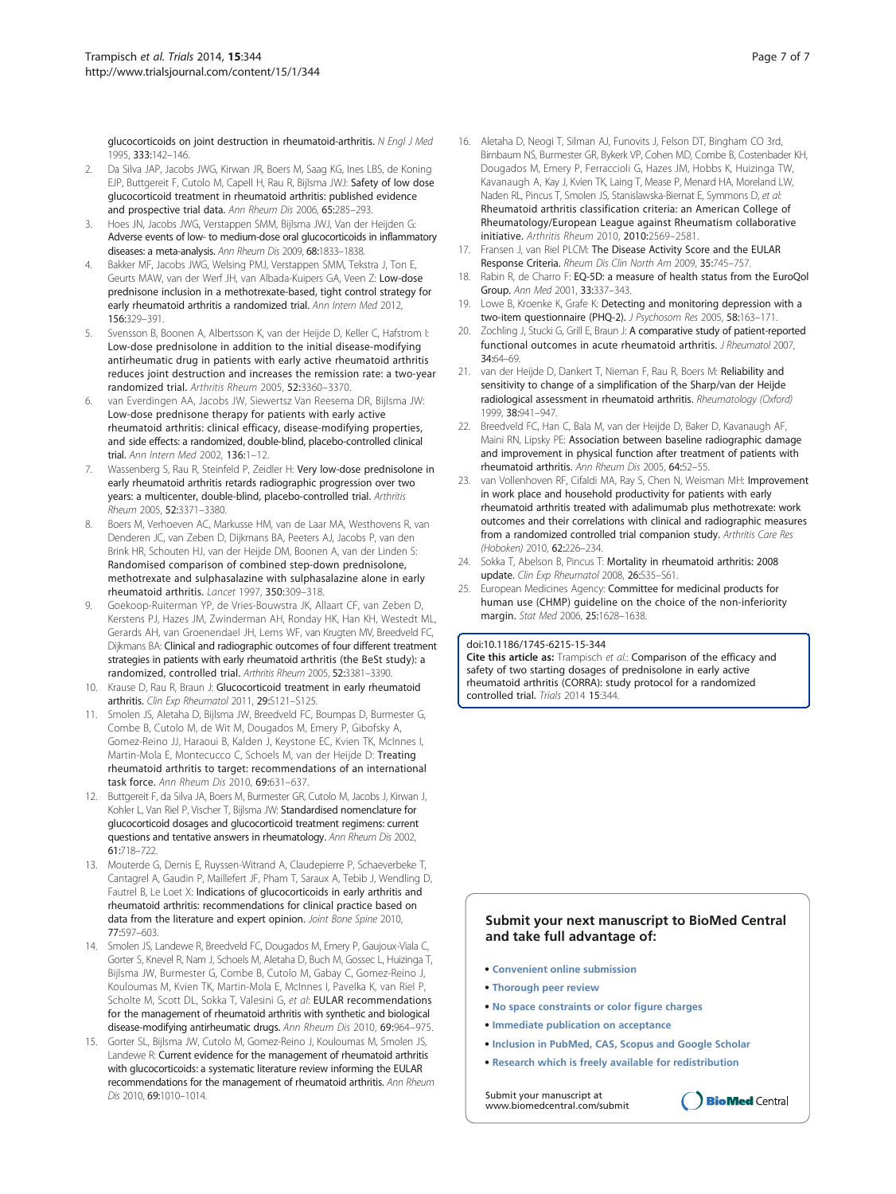glucocorticoids on joint destruction in rheumatoid-arthritis. *N Engl J Med* 1995, **333**:142–146.

2. Da Silva JAP, Jacobs JWG, Kirwan JR, Boers M, Saag KG, Ines LBS, de Koning EJP, Buttgereit F, Cutolo M, Capell H, Rau R, Bijlsma JWJ: **Safety of low dose glucocorticoid treatment in rheumatoid arthritis: published evidence and prospective trial data.** *Ann Rheum Dis* 2006, **65**:285–293.
3. Hoes JN, Jacobs JWG, Verstappen SMM, Bijlsma JWJ, Van der Heijden G: **Adverse events of low- to medium-dose oral glucocorticoids in inflammatory diseases: a meta-analysis.** *Ann Rheum Dis* 2009, **68**:1833–1838.
4. Bakker MF, Jacobs JWG, Welsing PMJ, Verstappen SMM, Tekstra J, Ton E, Geurts MAW, van der Werf JH, van Albada-Kuipers GA, Veen Z: **Low-dose prednisone inclusion in a methotrexate-based, tight control strategy for early rheumatoid arthritis a randomized trial.** *Ann Intern Med* 2012, **156**:329–391.
5. Svensson B, Boonen A, Albertsson K, van der Heijde D, Keller C, Hafstrom I: **Low-dose prednisolone in addition to the initial disease-modifying antirheumatic drug in patients with early active rheumatoid arthritis reduces joint destruction and increases the remission rate: a two-year randomized trial.** *Arthritis Rheum* 2005, **52**:3360–3370.
6. van Everdingen AA, Jacobs JW, Siewertsz Van Reesema DR, Bijlsma JW: **Low-dose prednisone therapy for patients with early active rheumatoid arthritis: clinical efficacy, disease-modifying properties, and side effects: a randomized, double-blind, placebo-controlled clinical trial.** *Ann Intern Med* 2002, **136**:1–12.
7. Wassenberg S, Rau R, Steinfeld P, Zeidler H: **Very low-dose prednisolone in early rheumatoid arthritis retards radiographic progression over two years: a multicenter, double-blind, placebo-controlled trial.** *Arthritis Rheum* 2005, **52**:3371–3380.
8. Boers M, Verhoeven AC, Markusse HM, van de Laar MA, Westhovens R, van Denderen JC, van Zeben D, Dijkmans BA, Peeters AJ, Jacobs P, van den Brink HR, Schouten HJ, van der Heijde DM, Boonen A, van der Linden S: **Randomised comparison of combined step-down prednisolone, methotrexate and sulphasalazine with sulphasalazine alone in early rheumatoid arthritis.** *Lancet* 1997, **350**:309–318.
9. Goekoop-Ruiterman YP, de Vries-Bouwstra JK, Allaart CF, van Zeben D, Kerstens PJ, Hazes JM, Zwinderman AH, Ronday HK, Han KH, Westedt ML, Gerards AH, van Groenendael JH, Lems WF, van Krugten MV, Breedveld FC, Dijkmans BA: **Clinical and radiographic outcomes of four different treatment strategies in patients with early rheumatoid arthritis (the BeSt study): a randomized, controlled trial.** *Arthritis Rheum* 2005, **52**:3381–3390.
10. Krause D, Rau R, Braun J: **Glucocorticoid treatment in early rheumatoid arthritis.** *Clin Exp Rheumatol* 2011, **29**:S121–S125.
11. Smolen JS, Aletaha D, Bijlsma JW, Breedveld FC, Boumpas D, Burmester G, Combe B, Cutolo M, de Wit M, Dougados M, Emery P, Gibofsky A, Gomez-Reino JJ, Haraoui B, Kalden J, Keystone EC, Kvien TK, McInnes I, Martin-Mola E, Montecucco C, Schoels M, van der Heijde D: **Treating rheumatoid arthritis to target: recommendations of an international task force.** *Ann Rheum Dis* 2010, **69**:631–637.
12. Buttgereit F, da Silva JA, Boers M, Burmester GR, Cutolo M, Jacobs J, Kirwan J, Kohler L, Van Riel P, Vischer T, Bijlsma JW: **Standardised nomenclature for glucocorticoid dosages and glucocorticoid treatment regimens: current questions and tentative answers in rheumatology.** *Ann Rheum Dis* 2002, **61**:718–722.
13. Mouterde G, Dernis E, Ruyssen-Witrand A, Claudepierre P, Schaeverbeke T, Cantagrel A, Gaudin P, Maillefert JF, Pham T, Saraux A, Tebib J, Wendling D, Fautrel B, Le Loet X: **Indications of glucocorticoids in early arthritis and rheumatoid arthritis: recommendations for clinical practice based on data from the literature and expert opinion.** *Joint Bone Spine* 2010, **77**:597–603.
14. Smolen JS, Landewe R, Breedveld FC, Dougados M, Emery P, Gaujoux-Viala C, Gorter S, Knevel R, Nam J, Schoels M, Aletaha D, Buch M, Gossec L, Huizinga T, Bijlsma JW, Burmester G, Combe B, Cutolo M, Gabay C, Gomez-Reino J, Kouloumas M, Kvien TK, Martin-Mola E, McInnes I, Pavelka K, van Riel P, Scholte M, Scott DL, Sokka T, Valesini G, *et al*: **EULAR recommendations for the management of rheumatoid arthritis with synthetic and biological disease-modifying antirheumatic drugs.** *Ann Rheum Dis* 2010, **69**:964–975.
15. Gorter SL, Bijlsma JW, Cutolo M, Gomez-Reino J, Kouloumas M, Smolen JS, Landewe R: **Current evidence for the management of rheumatoid arthritis with glucocorticoids: a systematic literature review informing the EULAR recommendations for the management of rheumatoid arthritis.** *Ann Rheum Dis* 2010, **69**:1010–1014.
16. Aletaha D, Neogi T, Silman AJ, Funovits J, Felson DT, Bingham CO 3rd, Birnbaum NS, Burmester GR, Bykerk VP, Cohen MD, Combe B, Costenbader KH, Dougados M, Emery P, Ferraccioli G, Hazes JM, Hobbs K, Huizinga TW, Kavanaugh A, Kay J, Kvien TK, Laing T, Mease P, Menard HA, Moreland LW, Naden RL, Pincus T, Smolen JS, Stanislawska-Biernat E, Symmons D, *et al*: **Rheumatoid arthritis classification criteria: an American College of Rheumatology/European League against Rheumatism collaborative initiative.** *Arthritis Rheum* 2010, **2010**:2569–2581.
17. Fransen J, van Riel PLCM: **The Disease Activity Score and the EULAR Response Criteria.** *Rheum Dis Clin North Am* 2009, **35**:745–757.
18. Rabin R, de Charro F: **EQ-5D: a measure of health status from the EuroQol Group.** *Ann Med* 2001, **33**:337–343.
19. Lowe B, Kroenke K, Grafe K: **Detecting and monitoring depression with a two-item questionnaire (PHQ-2).** *J Psychosom Res* 2005, **58**:163–171.
20. Zochling J, Stucki G, Grill E, Braun J: **A comparative study of patient-reported functional outcomes in acute rheumatoid arthritis.** *J Rheumatol* 2007, **34**:64–69.
21. van der Heijde D, Dankert T, Nieman F, Rau R, Boers M: **Reliability and sensitivity to change of a simplification of the Sharp/van der Heijde radiological assessment in rheumatoid arthritis.** *Rheumatology (Oxford)* 1999, **38**:941–947.
22. Breedveld FC, Han C, Bala M, van der Heijde D, Baker D, Kavanaugh AF, Maini RN, Lipsky PE: **Association between baseline radiographic damage and improvement in physical function after treatment of patients with rheumatoid arthritis.** *Ann Rheum Dis* 2005, **64**:52–55.
23. van Vollenhoven RF, Cifaldi MA, Ray S, Chen N, Weisman MH: **Improvement in work place and household productivity for patients with early rheumatoid arthritis treated with adalimumab plus methotrexate: work outcomes and their correlations with clinical and radiographic measures from a randomized controlled trial companion study.** *Arthritis Care Res (Hoboken)* 2010, **62**:226–234.
24. Sokka T, Abelson B, Pincus T: **Mortality in rheumatoid arthritis: 2008 update.** *Clin Exp Rheumatol* 2008, **26**:S35–S61.
25. European Medicines Agency: **Committee for medicinal products for human use (CHMP) guideline on the choice of the non-inferiority margin.** *Stat Med* 2006, **25**:1628–1638.

doi:10.1186/1745-6215-15-344

**Cite this article as:** Trampisch *et al.*: Comparison of the efficacy and safety of two starting dosages of prednisolone in early active rheumatoid arthritis (CORRA): study protocol for a randomized controlled trial. *Trials* 2014 **15**:344.

**Submit your next manuscript to BioMed Central and take full advantage of:**

- **Convenient online submission**
- **Thorough peer review**
- **No space constraints or color figure charges**
- **Immediate publication on acceptance**
- **Inclusion in PubMed, CAS, Scopus and Google Scholar**
- **Research which is freely available for redistribution**

Submit your manuscript at
www.biomedcentral.com/submit

BioMed Central